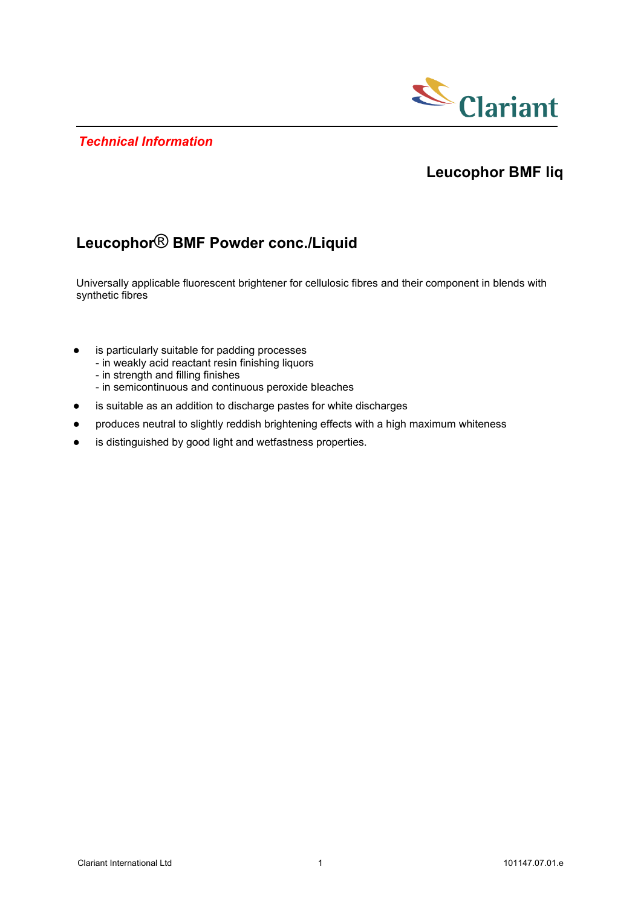*Technical Information*

## Leucophor BMF liq

# Leucophor® BMF Powder conc./Liquid

Universally applicable fluorescent brightener for cellulosic fibres and their component in blends with synthetic fibres

- is particularly suitable for padding processes
  - in weakly acid reactant resin finishing liquors
  - in strength and filling finishes
  - in semicontinuous and continuous peroxide bleaches
- is suitable as an addition to discharge pastes for white discharges
- produces neutral to slightly reddish brightening effects with a high maximum whiteness
- is distinguished by good light and wetfastness properties.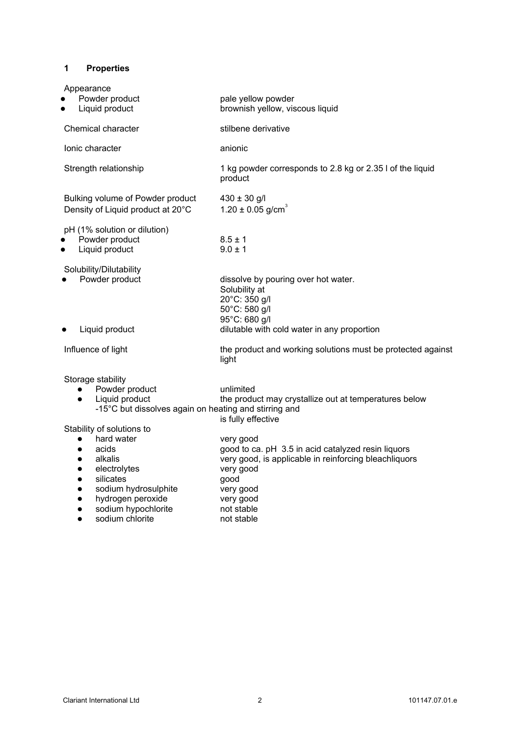## 1 Properties

| | |
|---|---|
| Appearance | |
| ● Powder product | pale yellow powder |
| ● Liquid product | brownish yellow, viscous liquid |
| Chemical character | stilbene derivative |
| Ionic character | anionic |
| Strength relationship | 1 kg powder corresponds to 2.8 kg or 2.35 l of the liquid product |
| Bulking volume of Powder product | 430 ± 30 g/l |
| Density of Liquid product at 20°C | 1.20 ± 0.05 g/cm$^3$ |
| pH (1% solution or dilution) | |
| ● Powder product | 8.5 ± 1 |
| ● Liquid product | 9.0 ± 1 |
| Solubility/Dilutability | |
| ● Powder product | dissolve by pouring over hot water. Solubility at 20°C: 350 g/l 50°C: 580 g/l 95°C: 680 g/l |
| ● Liquid product | dilutable with cold water in any proportion |
| Influence of light | the product and working solutions must be protected against light |
| Storage stability | |
| ● Powder product | unlimited |
| ● Liquid product | the product may crystallize out at temperatures below -15°C but dissolves again on heating and stirring and is fully effective |
| Stability of solutions to | |
| ● hard water | very good |
| ● acids | good to ca. pH 3.5 in acid catalyzed resin liquors |
| ● alkalis | very good, is applicable in reinforcing bleachliquors |
| ● electrolytes | very good |
| ● silicates | good |
| ● sodium hydrosulphite | very good |
| ● hydrogen peroxide | very good |
| ● sodium hypochlorite | not stable |
| ● sodium chlorite | not stable |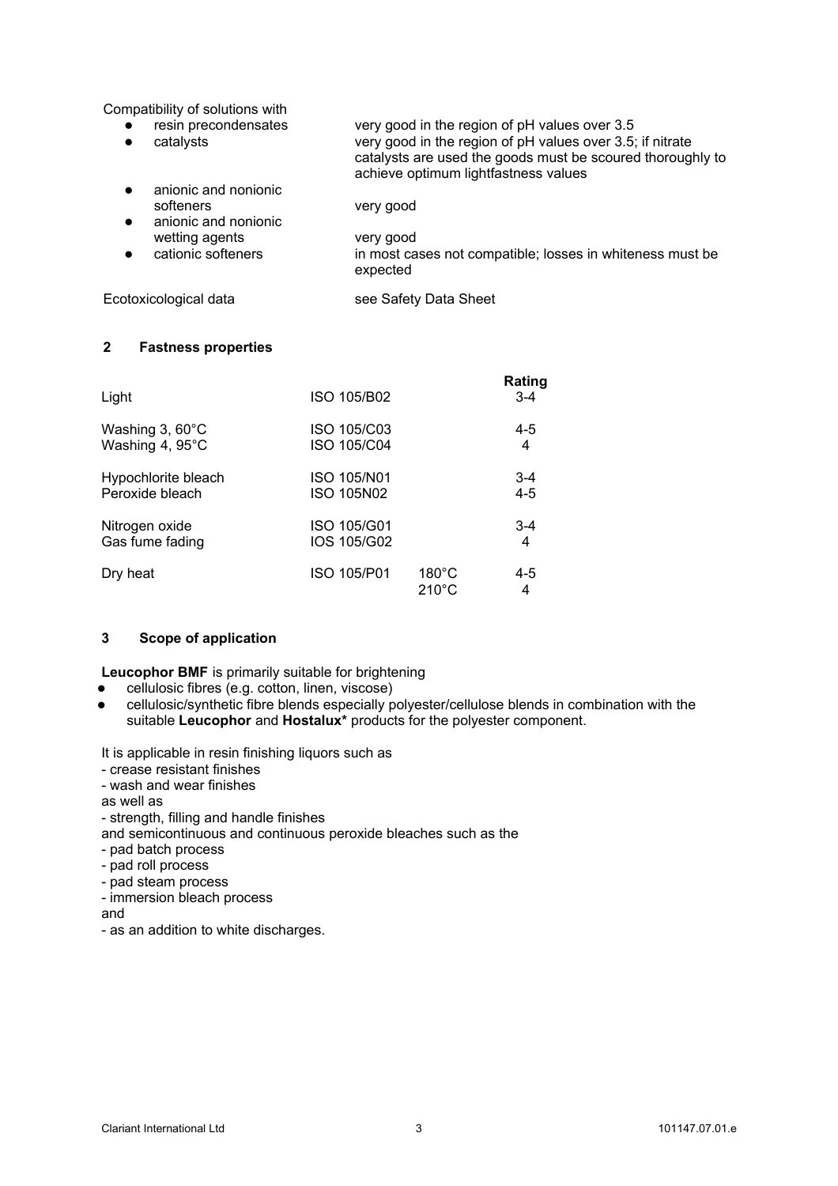Compatibility of solutions with

| | |
|---|---|
| • resin precondensates | very good in the region of pH values over 3.5 |
| • catalysts | very good in the region of pH values over 3.5; if nitrate catalysts are used the goods must be scoured thoroughly to achieve optimum lightfastness values |
| • anionic and nonionic softeners | very good |
| • anionic and nonionic wetting agents | very good |
| • cationic softeners | in most cases not compatible; losses in whiteness must be expected |

Ecotoxicological data — see Safety Data Sheet

## 2 Fastness properties

| | | | Rating |
|---|---|---|---|
| Light | ISO 105/B02 | | 3-4 |
| Washing 3, 60°C | ISO 105/C03 | | 4-5 |
| Washing 4, 95°C | ISO 105/C04 | | 4 |
| Hypochlorite bleach | ISO 105/N01 | | 3-4 |
| Peroxide bleach | ISO 105N02 | | 4-5 |
| Nitrogen oxide | ISO 105/G01 | | 3-4 |
| Gas fume fading | IOS 105/G02 | | 4 |
| Dry heat | ISO 105/P01 | 180°C | 4-5 |
| | | 210°C | 4 |

## 3 Scope of application

**Leucophor BMF** is primarily suitable for brightening

- cellulosic fibres (e.g. cotton, linen, viscose)
- cellulosic/synthetic fibre blends especially polyester/cellulose blends in combination with the suitable **Leucophor** and **Hostalux*** products for the polyester component.

It is applicable in resin finishing liquors such as
- crease resistant finishes
- wash and wear finishes

as well as
- strength, filling and handle finishes

and semicontinuous and continuous peroxide bleaches such as the
- pad batch process
- pad roll process
- pad steam process
- immersion bleach process

and
- as an addition to white discharges.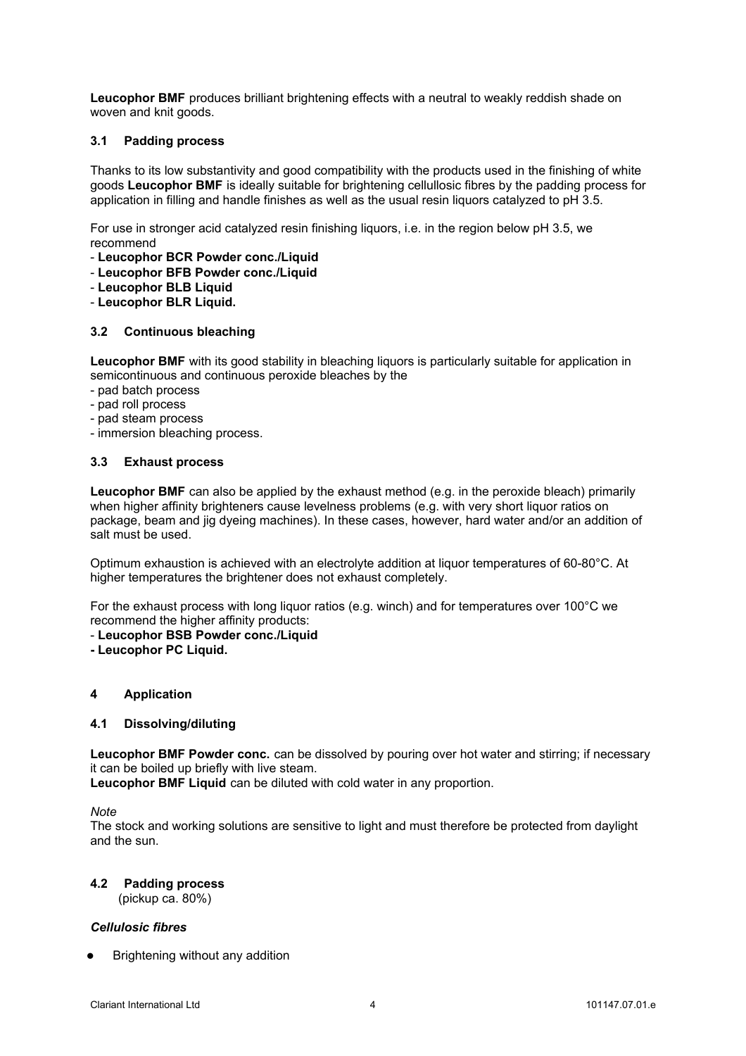**Leucophor BMF** produces brilliant brightening effects with a neutral to weakly reddish shade on woven and knit goods.

### 3.1 Padding process

Thanks to its low substantivity and good compatibility with the products used in the finishing of white goods **Leucophor BMF** is ideally suitable for brightening cellulosic fibres by the padding process for application in filling and handle finishes as well as the usual resin liquors catalyzed to pH 3.5.

For use in stronger acid catalyzed resin finishing liquors, i.e. in the region below pH 3.5, we recommend

- **Leucophor BCR Powder conc./Liquid**
- **Leucophor BFB Powder conc./Liquid**
- **Leucophor BLB Liquid**
- **Leucophor BLR Liquid.**

### 3.2 Continuous bleaching

**Leucophor BMF** with its good stability in bleaching liquors is particularly suitable for application in semicontinuous and continuous peroxide bleaches by the

- pad batch process
- pad roll process
- pad steam process
- immersion bleaching process.

### 3.3 Exhaust process

**Leucophor BMF** can also be applied by the exhaust method (e.g. in the peroxide bleach) primarily when higher affinity brighteners cause levelness problems (e.g. with very short liquor ratios on package, beam and jig dyeing machines). In these cases, however, hard water and/or an addition of salt must be used.

Optimum exhaustion is achieved with an electrolyte addition at liquor temperatures of 60-80°C. At higher temperatures the brightener does not exhaust completely.

For the exhaust process with long liquor ratios (e.g. winch) and for temperatures over 100°C we recommend the higher affinity products:

- **Leucophor BSB Powder conc./Liquid**
- **Leucophor PC Liquid.**

## 4 Application

### 4.1 Dissolving/diluting

**Leucophor BMF Powder conc.** can be dissolved by pouring over hot water and stirring; if necessary it can be boiled up briefly with live steam.
**Leucophor BMF Liquid** can be diluted with cold water in any proportion.

*Note*
The stock and working solutions are sensitive to light and must therefore be protected from daylight and the sun.

### 4.2 Padding process

(pickup ca. 80%)

***Cellulosic fibres***

- Brightening without any addition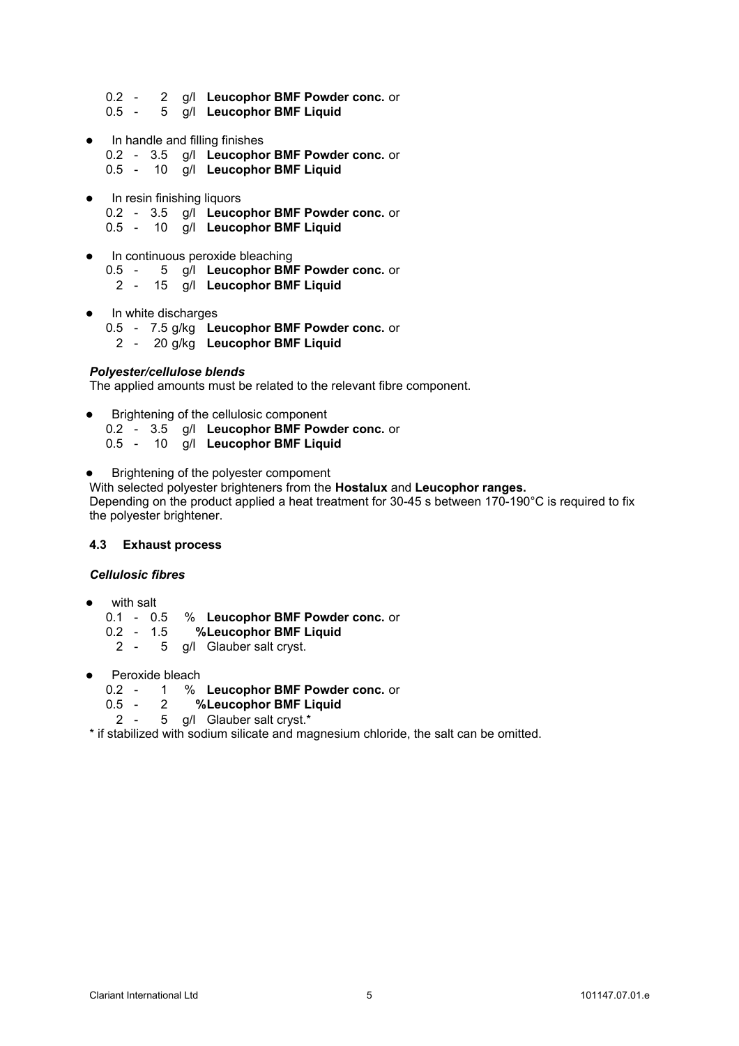0.2 - 2 g/l **Leucophor BMF Powder conc.** or
0.5 - 5 g/l **Leucophor BMF Liquid**

- In handle and filling finishes
  0.2 - 3.5 g/l **Leucophor BMF Powder conc.** or
  0.5 - 10 g/l **Leucophor BMF Liquid**

- In resin finishing liquors
  0.2 - 3.5 g/l **Leucophor BMF Powder conc.** or
  0.5 - 10 g/l **Leucophor BMF Liquid**

- In continuous peroxide bleaching
  0.5 - 5 g/l **Leucophor BMF Powder conc.** or
  2 - 15 g/l **Leucophor BMF Liquid**

- In white discharges
  0.5 - 7.5 g/kg **Leucophor BMF Powder conc.** or
  2 - 20 g/kg **Leucophor BMF Liquid**

***Polyester/cellulose blends***

The applied amounts must be related to the relevant fibre component.

- Brightening of the cellulosic component
  0.2 - 3.5 g/l **Leucophor BMF Powder conc.** or
  0.5 - 10 g/l **Leucophor BMF Liquid**

- Brightening of the polyester compoment

With selected polyester brighteners from the **Hostalux** and **Leucophor ranges.**
Depending on the product applied a heat treatment for 30-45 s between 170-190°C is required to fix the polyester brightener.

### 4.3 Exhaust process

***Cellulosic fibres***

- with salt
  0.1 - 0.5 % **Leucophor BMF Powder conc.** or
  0.2 - 1.5 **%Leucophor BMF Liquid**
  2 - 5 g/l Glauber salt cryst.

- Peroxide bleach
  0.2 - 1 % **Leucophor BMF Powder conc.** or
  0.5 - 2 **%Leucophor BMF Liquid**
  2 - 5 g/l Glauber salt cryst.*

* if stabilized with sodium silicate and magnesium chloride, the salt can be omitted.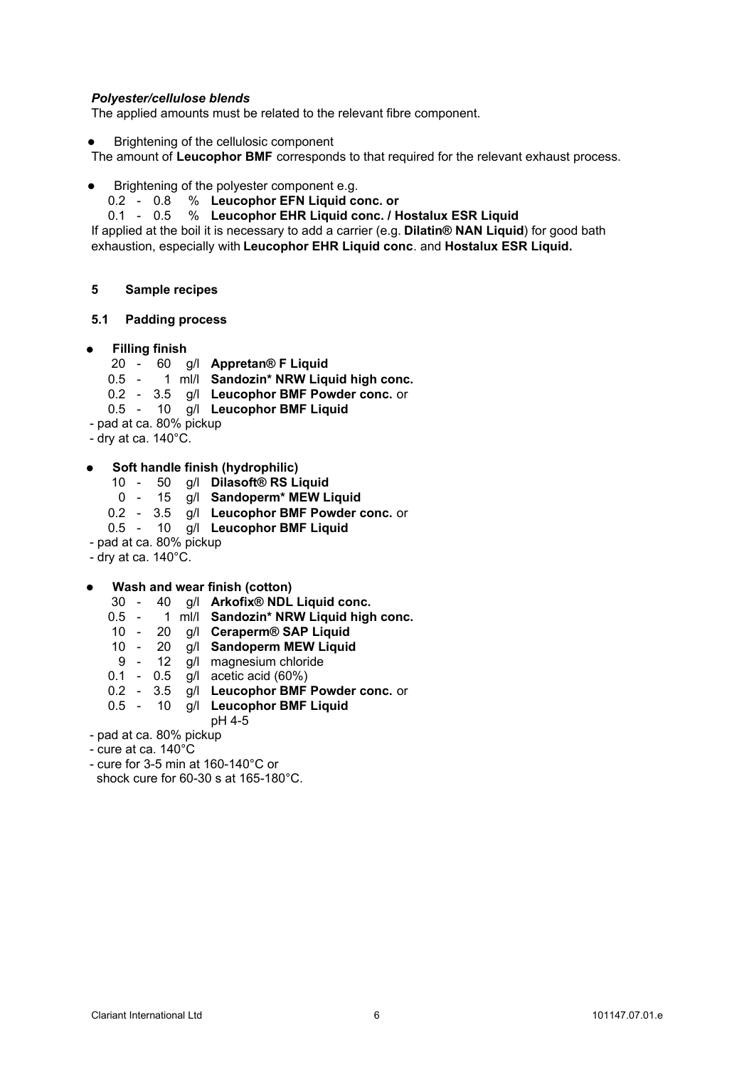*Polyester/cellulose blends*

The applied amounts must be related to the relevant fibre component.

- Brightening of the cellulosic component

The amount of **Leucophor BMF** corresponds to that required for the relevant exhaust process.

- Brightening of the polyester component e.g.
  - 0.2 - 0.8 % **Leucophor EFN Liquid conc. or**
  - 0.1 - 0.5 % **Leucophor EHR Liquid conc. / Hostalux ESR Liquid**

If applied at the boil it is necessary to add a carrier (e.g. **Dilatin® NAN Liquid**) for good bath exhaustion, especially with **Leucophor EHR Liquid conc**. and **Hostalux ESR Liquid.**

## 5 Sample recipes

### 5.1 Padding process

- **Filling finish**
  - 20 - 60 g/l **Appretan® F Liquid**
  - 0.5 - 1 ml/l **Sandozin* NRW Liquid high conc.**
  - 0.2 - 3.5 g/l **Leucophor BMF Powder conc.** or
  - 0.5 - 10 g/l **Leucophor BMF Liquid**

- pad at ca. 80% pickup
- dry at ca. 140°C.

- **Soft handle finish (hydrophilic)**
  - 10 - 50 g/l **Dilasoft® RS Liquid**
  - 0 - 15 g/l **Sandoperm* MEW Liquid**
  - 0.2 - 3.5 g/l **Leucophor BMF Powder conc.** or
  - 0.5 - 10 g/l **Leucophor BMF Liquid**

- pad at ca. 80% pickup
- dry at ca. 140°C.

- **Wash and wear finish (cotton)**
  - 30 - 40 g/l **Arkofix® NDL Liquid conc.**
  - 0.5 - 1 ml/l **Sandozin* NRW Liquid high conc.**
  - 10 - 20 g/l **Ceraperm® SAP Liquid**
  - 10 - 20 g/l **Sandoperm MEW Liquid**
  - 9 - 12 g/l magnesium chloride
  - 0.1 - 0.5 g/l acetic acid (60%)
  - 0.2 - 3.5 g/l **Leucophor BMF Powder conc.** or
  - 0.5 - 10 g/l **Leucophor BMF Liquid**
  - pH 4-5

- pad at ca. 80% pickup
- cure at ca. 140°C
- cure for 3-5 min at 160-140°C or
  shock cure for 60-30 s at 165-180°C.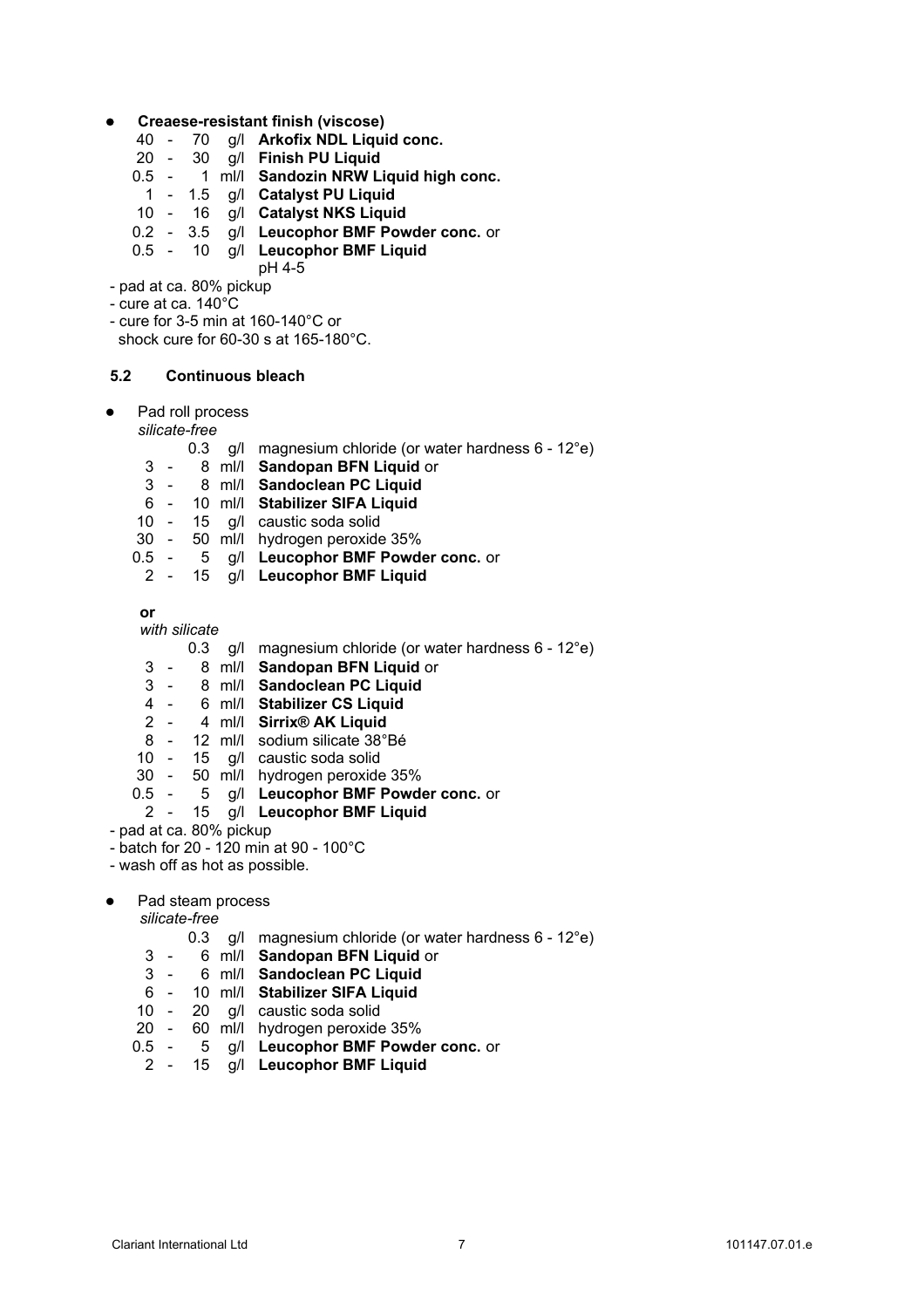- **Creaese-resistant finish (viscose)**

| | | | |
|---|---|---|---|
| 40 - 70 | g/l | **Arkofix NDL Liquid conc.** |
| 20 - 30 | g/l | **Finish PU Liquid** |
| 0.5 - 1 | ml/l | **Sandozin NRW Liquid high conc.** |
| 1 - 1.5 | g/l | **Catalyst PU Liquid** |
| 10 - 16 | g/l | **Catalyst NKS Liquid** |
| 0.2 - 3.5 | g/l | **Leucophor BMF Powder conc.** or |
| 0.5 - 10 | g/l | **Leucophor BMF Liquid** |
| | | pH 4-5 |

- pad at ca. 80% pickup
- cure at ca. 140°C
- cure for 3-5 min at 160-140°C or shock cure for 60-30 s at 165-180°C.

## 5.2 Continuous bleach

- Pad roll process

*silicate-free*

| | | |
|---|---|---|
| 0.3 | g/l | magnesium chloride (or water hardness 6 - 12°e) |
| 3 - 8 | ml/l | **Sandopan BFN Liquid** or |
| 3 - 8 | ml/l | **Sandoclean PC Liquid** |
| 6 - 10 | ml/l | **Stabilizer SIFA Liquid** |
| 10 - 15 | g/l | caustic soda solid |
| 30 - 50 | ml/l | hydrogen peroxide 35% |
| 0.5 - 5 | g/l | **Leucophor BMF Powder conc.** or |
| 2 - 15 | g/l | **Leucophor BMF Liquid** |

**or**

*with silicate*

| | | |
|---|---|---|
| 0.3 | g/l | magnesium chloride (or water hardness 6 - 12°e) |
| 3 - 8 | ml/l | **Sandopan BFN Liquid** or |
| 3 - 8 | ml/l | **Sandoclean PC Liquid** |
| 4 - 6 | ml/l | **Stabilizer CS Liquid** |
| 2 - 4 | ml/l | **Sirrix® AK Liquid** |
| 8 - 12 | ml/l | sodium silicate 38°Bé |
| 10 - 15 | g/l | caustic soda solid |
| 30 - 50 | ml/l | hydrogen peroxide 35% |
| 0.5 - 5 | g/l | **Leucophor BMF Powder conc.** or |
| 2 - 15 | g/l | **Leucophor BMF Liquid** |

- pad at ca. 80% pickup
- batch for 20 - 120 min at 90 - 100°C
- wash off as hot as possible.

- Pad steam process

*silicate-free*

| | | |
|---|---|---|
| 0.3 | g/l | magnesium chloride (or water hardness 6 - 12°e) |
| 3 - 6 | ml/l | **Sandopan BFN Liquid** or |
| 3 - 6 | ml/l | **Sandoclean PC Liquid** |
| 6 - 10 | ml/l | **Stabilizer SIFA Liquid** |
| 10 - 20 | g/l | caustic soda solid |
| 20 - 60 | ml/l | hydrogen peroxide 35% |
| 0.5 - 5 | g/l | **Leucophor BMF Powder conc.** or |
| 2 - 15 | g/l | **Leucophor BMF Liquid** |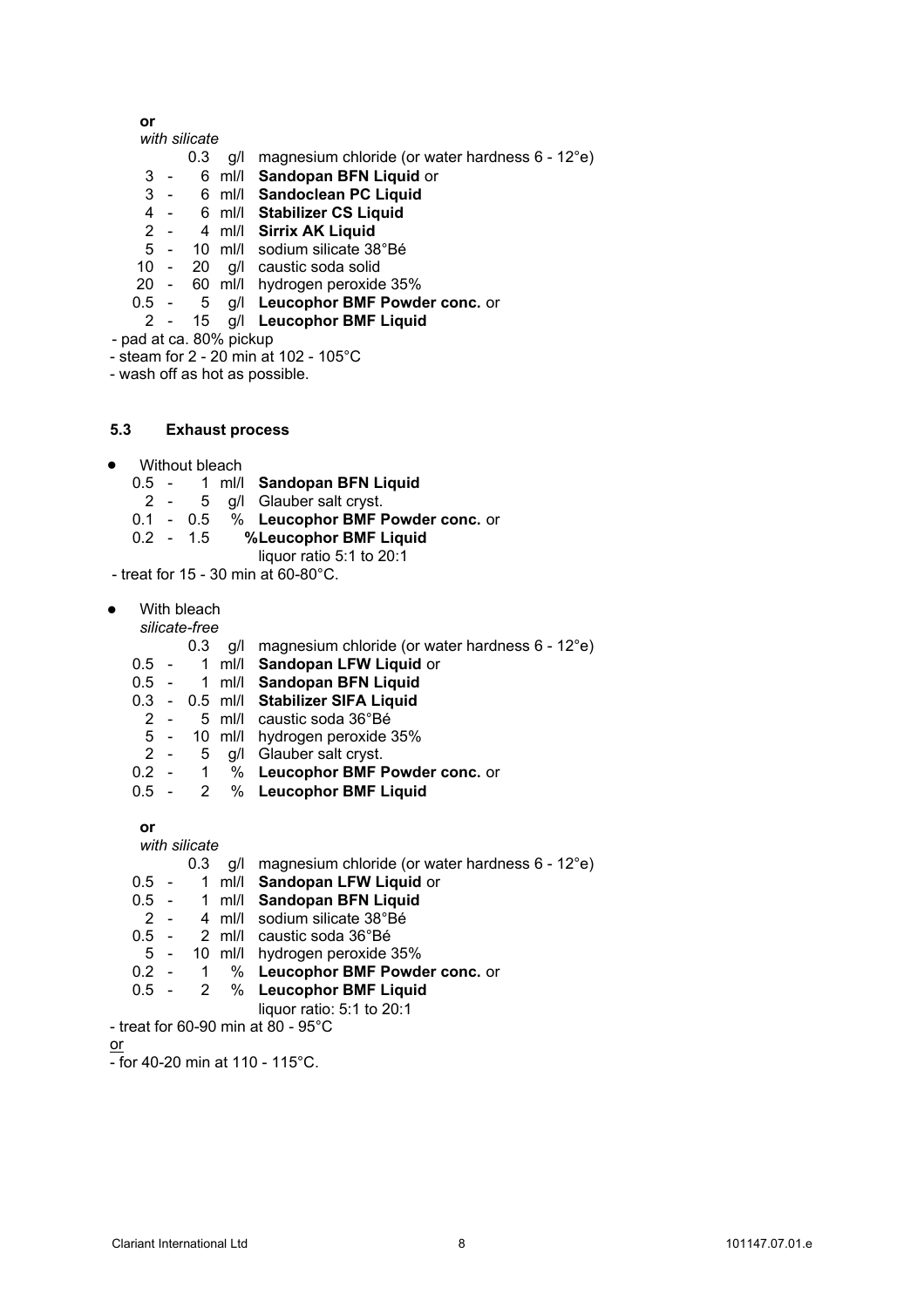**or**

*with silicate*

| | | | |
|---|---|---|---|
| | 0.3 | g/l | magnesium chloride (or water hardness 6 - 12°e) |
| 3 - | 6 | ml/l | **Sandopan BFN Liquid** or |
| 3 - | 6 | ml/l | **Sandoclean PC Liquid** |
| 4 - | 6 | ml/l | **Stabilizer CS Liquid** |
| 2 - | 4 | ml/l | **Sirrix AK Liquid** |
| 5 - | 10 | ml/l | sodium silicate 38°Bé |
| 10 - | 20 | g/l | caustic soda solid |
| 20 - | 60 | ml/l | hydrogen peroxide 35% |
| 0.5 - | 5 | g/l | **Leucophor BMF Powder conc.** or |
| 2 - | 15 | g/l | **Leucophor BMF Liquid** |

- pad at ca. 80% pickup
- steam for 2 - 20 min at 102 - 105°C
- wash off as hot as possible.

### 5.3 Exhaust process

- Without bleach

| | | | |
|---|---|---|---|
| 0.5 - | 1 | ml/l | **Sandopan BFN Liquid** |
| 2 - | 5 | g/l | Glauber salt cryst. |
| 0.1 - | 0.5 | % | **Leucophor BMF Powder conc.** or |
| 0.2 - | 1.5 | % | **Leucophor BMF Liquid** |
| | | | liquor ratio 5:1 to 20:1 |

- treat for 15 - 30 min at 60-80°C.

- With bleach

*silicate-free*

| | | | |
|---|---|---|---|
| | 0.3 | g/l | magnesium chloride (or water hardness 6 - 12°e) |
| 0.5 - | 1 | ml/l | **Sandopan LFW Liquid** or |
| 0.5 - | 1 | ml/l | **Sandopan BFN Liquid** |
| 0.3 - | 0.5 | ml/l | **Stabilizer SIFA Liquid** |
| 2 - | 5 | ml/l | caustic soda 36°Bé |
| 5 - | 10 | ml/l | hydrogen peroxide 35% |
| 2 - | 5 | g/l | Glauber salt cryst. |
| 0.2 - | 1 | % | **Leucophor BMF Powder conc.** or |
| 0.5 - | 2 | % | **Leucophor BMF Liquid** |

**or**

*with silicate*

| | | | |
|---|---|---|---|
| | 0.3 | g/l | magnesium chloride (or water hardness 6 - 12°e) |
| 0.5 - | 1 | ml/l | **Sandopan LFW Liquid** or |
| 0.5 - | 1 | ml/l | **Sandopan BFN Liquid** |
| 2 - | 4 | ml/l | sodium silicate 38°Bé |
| 0.5 - | 2 | ml/l | caustic soda 36°Bé |
| 5 - | 10 | ml/l | hydrogen peroxide 35% |
| 0.2 - | 1 | % | **Leucophor BMF Powder conc.** or |
| 0.5 - | 2 | % | **Leucophor BMF Liquid** |
| | | | liquor ratio: 5:1 to 20:1 |

- treat for 60-90 min at 80 - 95°C

or

- for 40-20 min at 110 - 115°C.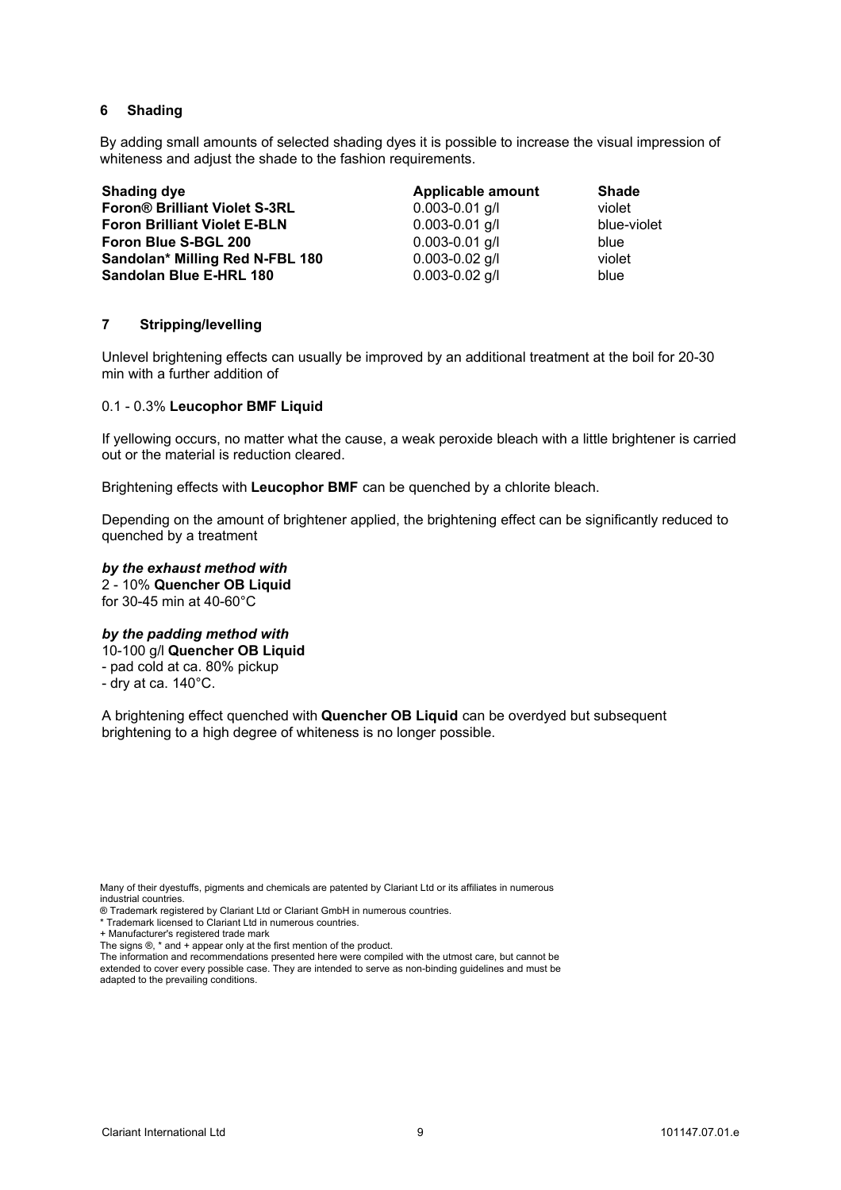## 6 Shading

By adding small amounts of selected shading dyes it is possible to increase the visual impression of whiteness and adjust the shade to the fashion requirements.

| Shading dye | Applicable amount | Shade |
|---|---|---|
| **Foron® Brilliant Violet S-3RL** | 0.003-0.01 g/l | violet |
| **Foron Brilliant Violet E-BLN** | 0.003-0.01 g/l | blue-violet |
| **Foron Blue S-BGL 200** | 0.003-0.01 g/l | blue |
| **Sandolan* Milling Red N-FBL 180** | 0.003-0.02 g/l | violet |
| **Sandolan Blue E-HRL 180** | 0.003-0.02 g/l | blue |

## 7 Stripping/levelling

Unlevel brightening effects can usually be improved by an additional treatment at the boil for 20-30 min with a further addition of

0.1 - 0.3% **Leucophor BMF Liquid**

If yellowing occurs, no matter what the cause, a weak peroxide bleach with a little brightener is carried out or the material is reduction cleared.

Brightening effects with **Leucophor BMF** can be quenched by a chlorite bleach.

Depending on the amount of brightener applied, the brightening effect can be significantly reduced to quenched by a treatment

***by the exhaust method with***
2 - 10% **Quencher OB Liquid**
for 30-45 min at 40-60°C

***by the padding method with***
10-100 g/l **Quencher OB Liquid**
- pad cold at ca. 80% pickup
- dry at ca. 140°C.

A brightening effect quenched with **Quencher OB Liquid** can be overdyed but subsequent brightening to a high degree of whiteness is no longer possible.

Many of their dyestuffs, pigments and chemicals are patented by Clariant Ltd or its affiliates in numerous industrial countries.
® Trademark registered by Clariant Ltd or Clariant GmbH in numerous countries.
* Trademark licensed to Clariant Ltd in numerous countries.
+ Manufacturer's registered trade mark
The signs ®, * and + appear only at the first mention of the product.
The information and recommendations presented here were compiled with the utmost care, but cannot be extended to cover every possible case. They are intended to serve as non-binding guidelines and must be adapted to the prevailing conditions.